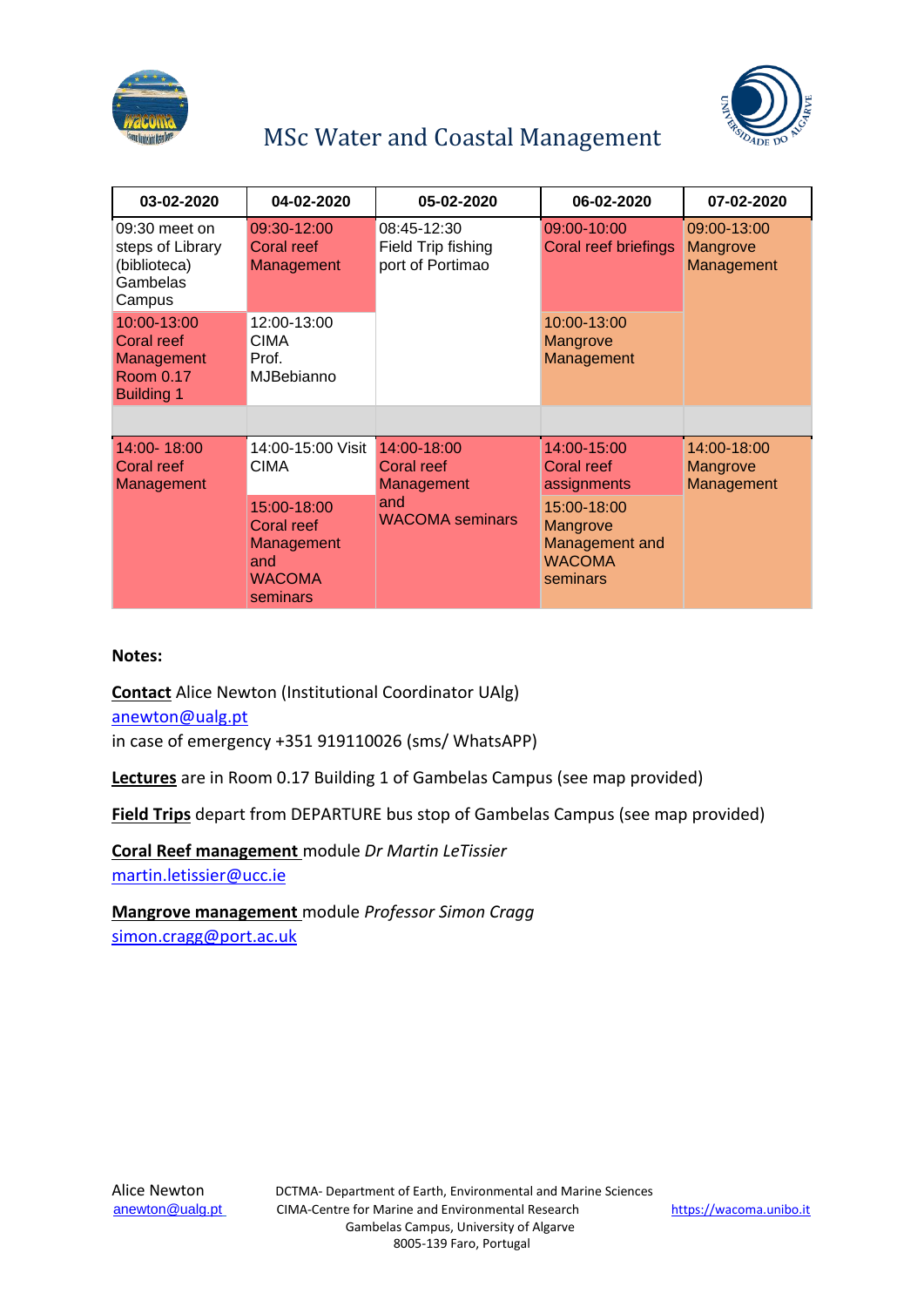# MSc Water and Coastal Management

| 03-02-2020 | 04-02-2020 | 05-02-2020 | 06-02-2020 | 07-02-2020 |
|---|---|---|---|---|
| 09:30 meet on steps of Library (biblioteca) Gambelas Campus | 09:30-12:00 Coral reef Management | 08:45-12:30 Field Trip fishing port of Portimao | 09:00-10:00 Coral reef briefings | 09:00-13:00 Mangrove Management |
| 10:00-13:00 Coral reef Management Room 0.17 Building 1 | 12:00-13:00 CIMA Prof. MJBebianno | | 10:00-13:00 Mangrove Management | |
| | | | | |
| 14:00- 18:00 Coral reef Management | 14:00-15:00 Visit CIMA | 14:00-18:00 Coral reef Management and WACOMA seminars | 14:00-15:00 Coral reef assignments | 14:00-18:00 Mangrove Management |
| | 15:00-18:00 Coral reef Management and WACOMA seminars | | 15:00-18:00 Mangrove Management and WACOMA seminars | |

**Notes:**

**Contact** Alice Newton (Institutional Coordinator UAlg)
anewton@ualg.pt
in case of emergency +351 919110026 (sms/ WhatsAPP)

**Lectures** are in Room 0.17 Building 1 of Gambelas Campus (see map provided)

**Field Trips** depart from DEPARTURE bus stop of Gambelas Campus (see map provided)

**Coral Reef management** module *Dr Martin LeTissier*
martin.letissier@ucc.ie

**Mangrove management** module *Professor Simon Cragg*
simon.cragg@port.ac.uk

Alice Newton
anewton@ualg.pt

DCTMA- Department of Earth, Environmental and Marine Sciences
CIMA-Centre for Marine and Environmental Research
Gambelas Campus, University of Algarve
8005-139 Faro, Portugal

https://wacoma.unibo.it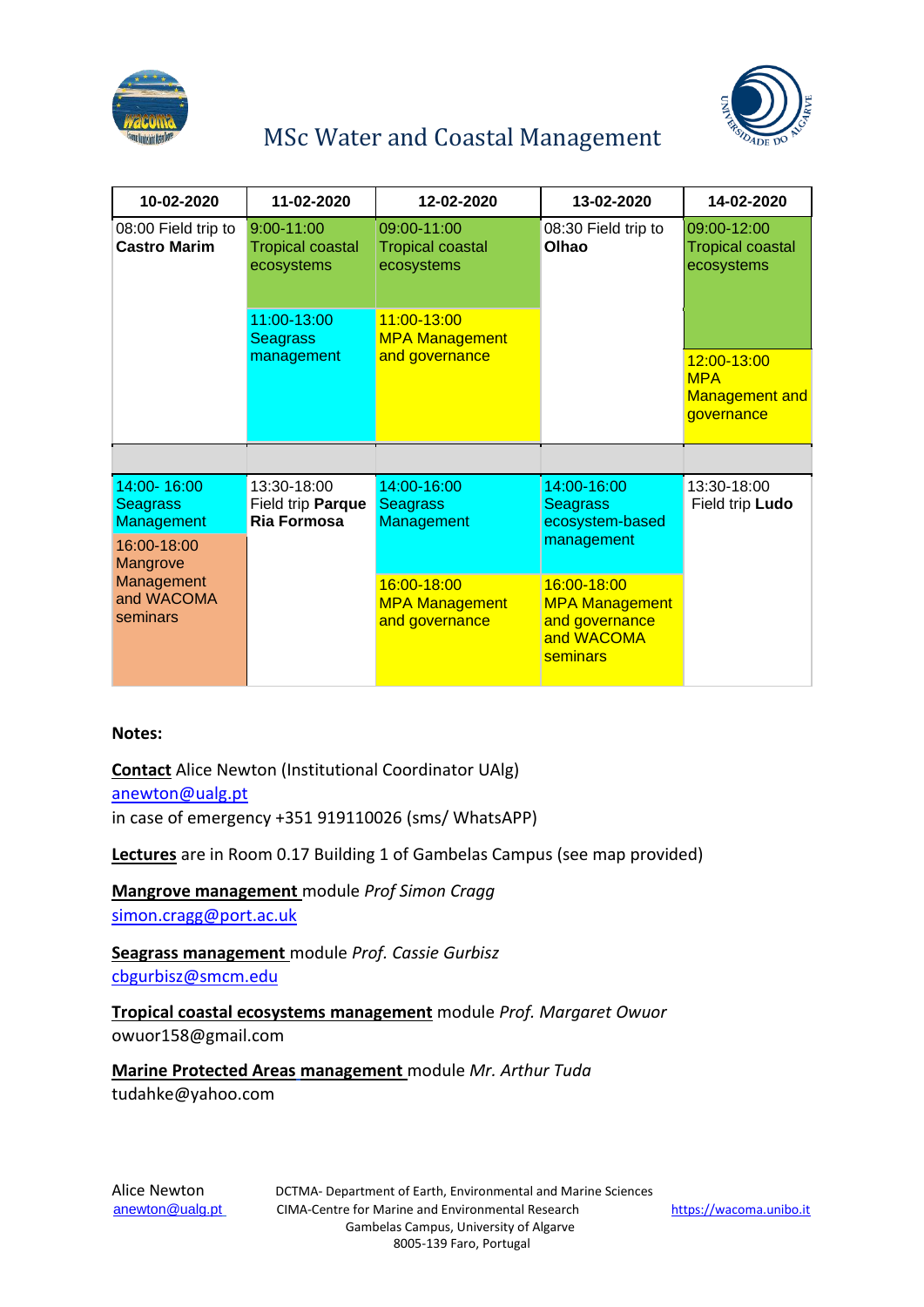# MSc Water and Coastal Management

| 10-02-2020 | 11-02-2020 | 12-02-2020 | 13-02-2020 | 14-02-2020 |
|---|---|---|---|---|
| 08:00 Field trip to **Castro Marim** | 9:00-11:00 Tropical coastal ecosystems | 09:00-11:00 Tropical coastal ecosystems | 08:30 Field trip to **Olhao** | 09:00-12:00 Tropical coastal ecosystems |
| | 11:00-13:00 Seagrass management | 11:00-13:00 MPA Management and governance | | 12:00-13:00 MPA Management and governance |
| | | | | |
| 14:00- 16:00 Seagrass Management | 13:30-18:00 Field trip **Parque Ria Formosa** | 14:00-16:00 Seagrass Management | 14:00-16:00 Seagrass ecosystem-based management | 13:30-18:00 Field trip **Ludo** |
| 16:00-18:00 Mangrove Management and WACOMA seminars | | 16:00-18:00 MPA Management and governance | 16:00-18:00 MPA Management and governance and WACOMA seminars | |

**Notes:**

**Contact** Alice Newton (Institutional Coordinator UAlg)
anewton@ualg.pt
in case of emergency +351 919110026 (sms/ WhatsAPP)

**Lectures** are in Room 0.17 Building 1 of Gambelas Campus (see map provided)

**Mangrove management** module *Prof Simon Cragg*
simon.cragg@port.ac.uk

**Seagrass management** module *Prof. Cassie Gurbisz*
cbgurbisz@smcm.edu

**Tropical coastal ecosystems management** module *Prof. Margaret Owuor*
owuor158@gmail.com

**Marine Protected Areas management** module *Mr. Arthur Tuda*
tudahke@yahoo.com

Alice Newton
anewton@ualg.pt

DCTMA- Department of Earth, Environmental and Marine Sciences
CIMA-Centre for Marine and Environmental Research
Gambelas Campus, University of Algarve
8005-139 Faro, Portugal

https://wacoma.unibo.it